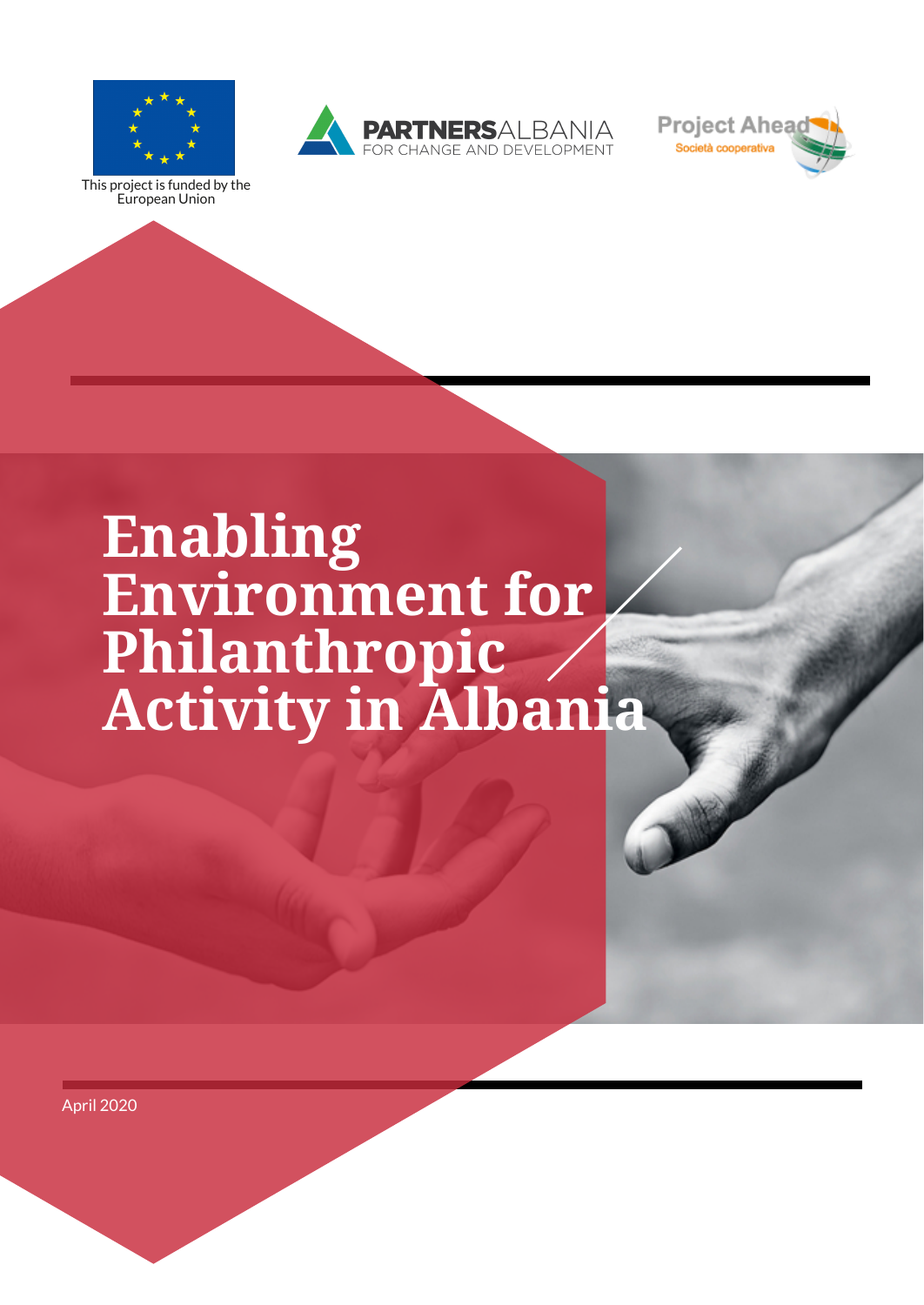This project is funded by the European Union

PARTNERSALBANIA
FOR CHANGE AND DEVELOPMENT

Project Ahead
Società cooperativa

# Enabling Environment for Philanthropic Activity in Albania

April 2020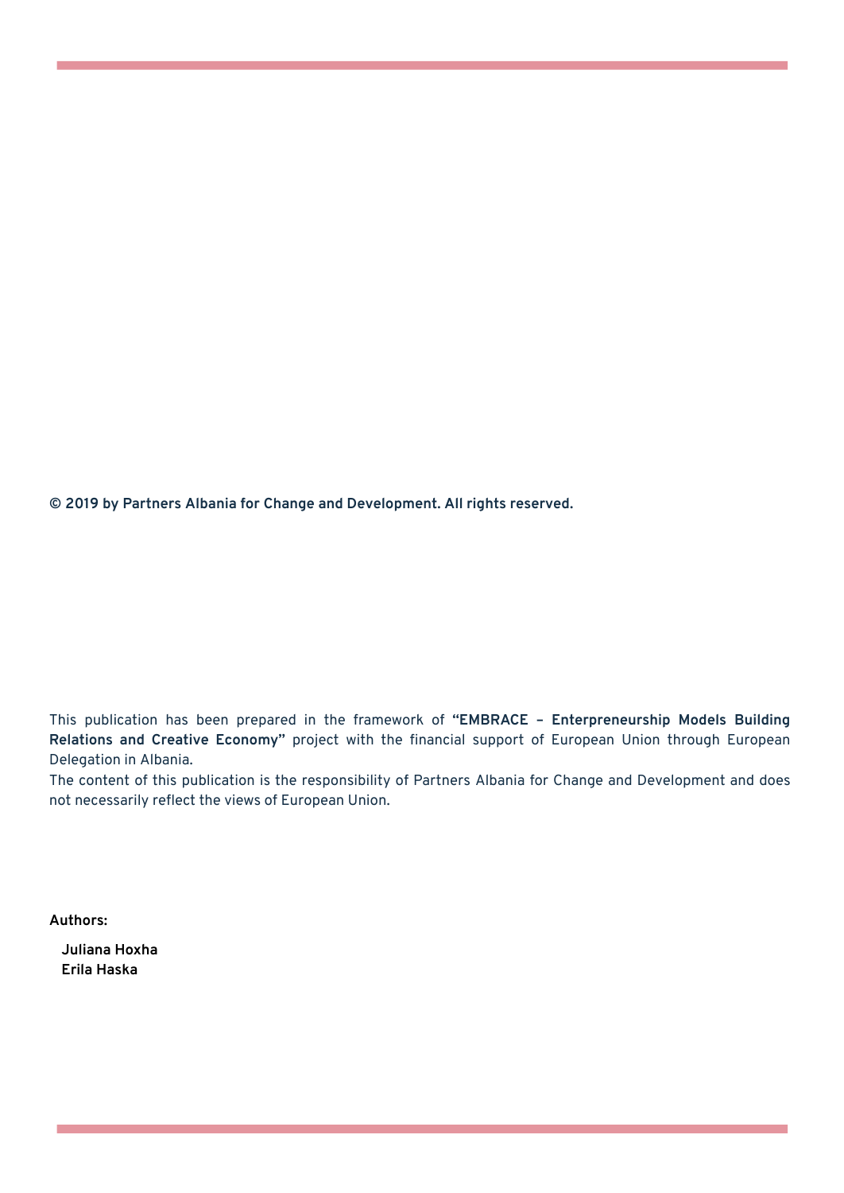**© 2019 by Partners Albania for Change and Development. All rights reserved.**

This publication has been prepared in the framework of **"EMBRACE – Enterpreneurship Models Building Relations and Creative Economy"** project with the financial support of European Union through European Delegation in Albania.

The content of this publication is the responsibility of Partners Albania for Change and Development and does not necessarily reflect the views of European Union.

**Authors:**

**Juliana Hoxha**
**Erila Haska**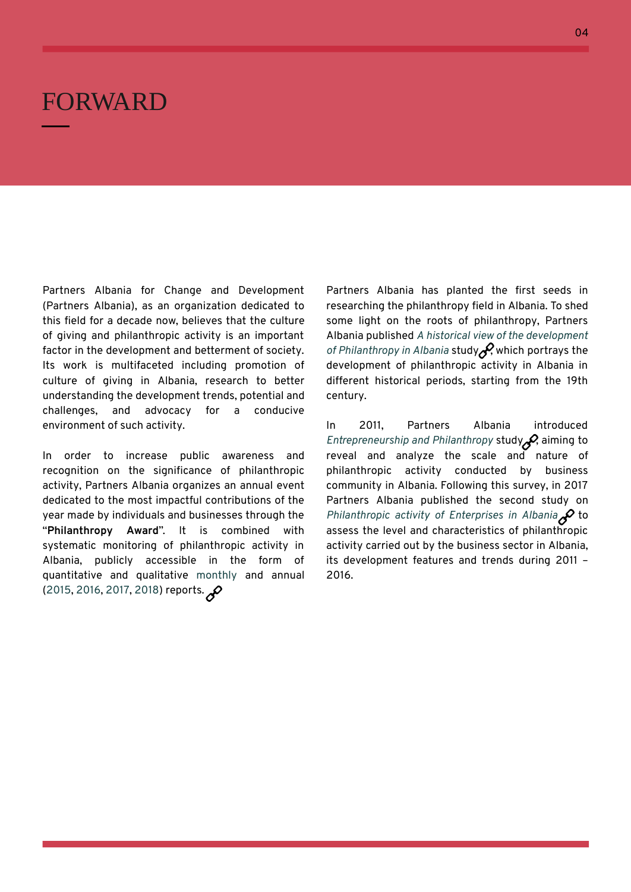# FORWARD

Partners Albania for Change and Development (Partners Albania), as an organization dedicated to this field for a decade now, believes that the culture of giving and philanthropic activity is an important factor in the development and betterment of society. Its work is multifaceted including promotion of culture of giving in Albania, research to better understanding the development trends, potential and challenges, and advocacy for a conducive environment of such activity.

In order to increase public awareness and recognition on the significance of philanthropic activity, Partners Albania organizes an annual event dedicated to the most impactful contributions of the year made by individuals and businesses through the "**Philanthropy Award**". It is combined with systematic monitoring of philanthropic activity in Albania, publicly accessible in the form of quantitative and qualitative monthly and annual (2015, 2016, 2017, 2018) reports.

Partners Albania has planted the first seeds in researching the philanthropy field in Albania. To shed some light on the roots of philanthropy, Partners Albania published *A historical view of the development of Philanthropy in Albania* study, which portrays the development of philanthropic activity in Albania in different historical periods, starting from the 19th century.

In 2011, Partners Albania introduced *Entrepreneurship and Philanthropy* study, aiming to reveal and analyze the scale and nature of philanthropic activity conducted by business community in Albania. Following this survey, in 2017 Partners Albania published the second study on *Philanthropic activity of Enterprises in Albania* to assess the level and characteristics of philanthropic activity carried out by the business sector in Albania, its development features and trends during 2011 – 2016.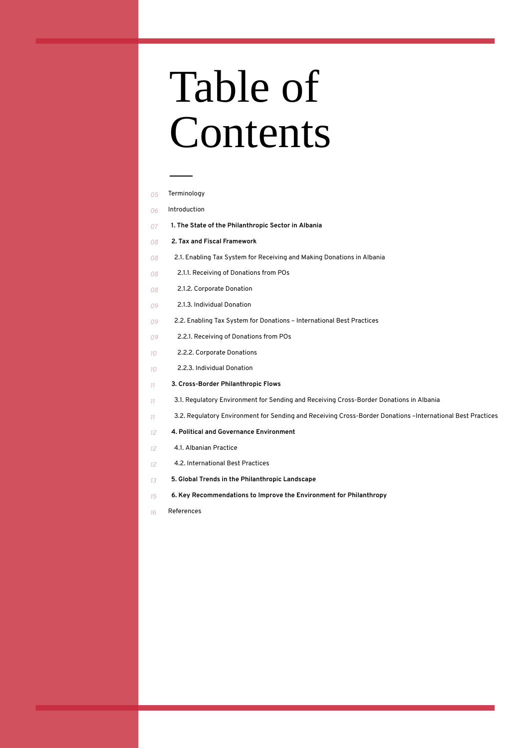# Table of Contents

| | |
|---|---|
| 05 | Terminology |
| 06 | Introduction |
| 07 | **1. The State of the Philanthropic Sector in Albania** |
| 08 | **2. Tax and Fiscal Framework** |
| 08 | 2.1. Enabling Tax System for Receiving and Making Donations in Albania |
| 08 | 2.1.1. Receiving of Donations from POs |
| 08 | 2.1.2. Corporate Donation |
| 09 | 2.1.3. Individual Donation |
| 09 | 2.2. Enabling Tax System for Donations – International Best Practices |
| 09 | 2.2.1. Receiving of Donations from POs |
| 10 | 2.2.2. Corporate Donations |
| 10 | 2.2.3. Individual Donation |
| 11 | **3. Cross-Border Philanthropic Flows** |
| 11 | 3.1. Regulatory Environment for Sending and Receiving Cross-Border Donations in Albania |
| 11 | 3.2. Regulatory Environment for Sending and Receiving Cross-Border Donations –International Best Practices |
| 12 | **4. Political and Governance Environment** |
| 12 | 4.1. Albanian Practice |
| 12 | 4.2. International Best Practices |
| 13 | **5. Global Trends in the Philanthropic Landscape** |
| 15 | **6. Key Recommendations to Improve the Environment for Philanthropy** |
| 16 | References |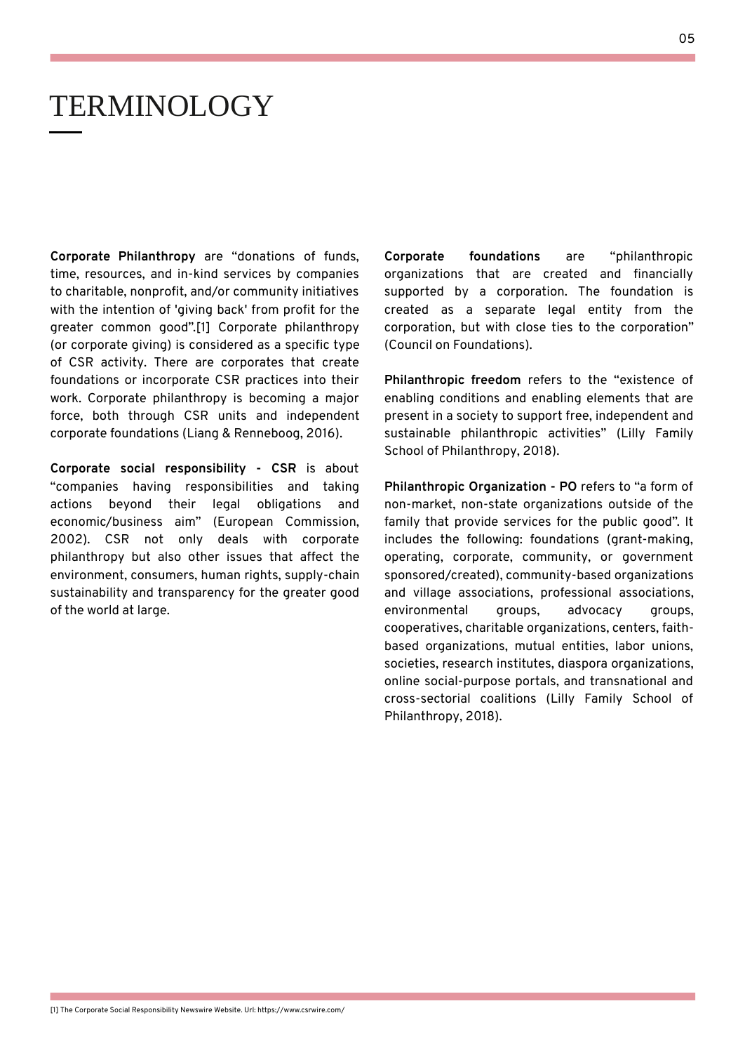# TERMINOLOGY

**Corporate Philanthropy** are "donations of funds, time, resources, and in-kind services by companies to charitable, nonprofit, and/or community initiatives with the intention of 'giving back' from profit for the greater common good".[1] Corporate philanthropy (or corporate giving) is considered as a specific type of CSR activity. There are corporates that create foundations or incorporate CSR practices into their work. Corporate philanthropy is becoming a major force, both through CSR units and independent corporate foundations (Liang & Renneboog, 2016).

**Corporate social responsibility - CSR** is about "companies having responsibilities and taking actions beyond their legal obligations and economic/business aim" (European Commission, 2002). CSR not only deals with corporate philanthropy but also other issues that affect the environment, consumers, human rights, supply-chain sustainability and transparency for the greater good of the world at large.

**Corporate foundations** are "philanthropic organizations that are created and financially supported by a corporation. The foundation is created as a separate legal entity from the corporation, but with close ties to the corporation" (Council on Foundations).

**Philanthropic freedom** refers to the "existence of enabling conditions and enabling elements that are present in a society to support free, independent and sustainable philanthropic activities" (Lilly Family School of Philanthropy, 2018).

**Philanthropic Organization - PO** refers to "a form of non-market, non-state organizations outside of the family that provide services for the public good". It includes the following: foundations (grant-making, operating, corporate, community, or government sponsored/created), community-based organizations and village associations, professional associations, environmental groups, advocacy groups, cooperatives, charitable organizations, centers, faith-based organizations, mutual entities, labor unions, societies, research institutes, diaspora organizations, online social-purpose portals, and transnational and cross-sectorial coalitions (Lilly Family School of Philanthropy, 2018).

[1] The Corporate Social Responsibility Newswire Website. Url: https://www.csrwire.com/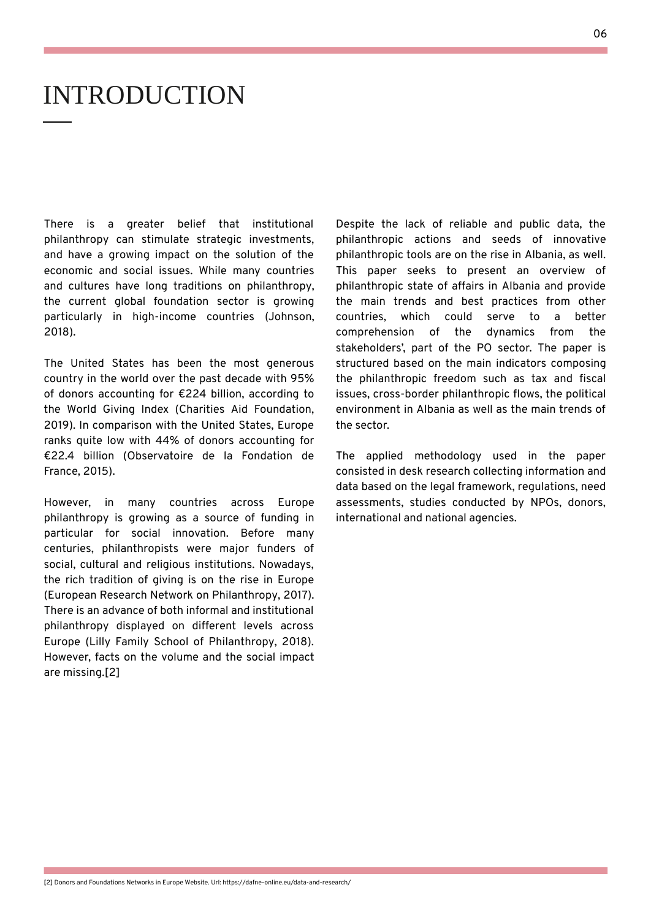# INTRODUCTION

There is a greater belief that institutional philanthropy can stimulate strategic investments, and have a growing impact on the solution of the economic and social issues. While many countries and cultures have long traditions on philanthropy, the current global foundation sector is growing particularly in high-income countries (Johnson, 2018).

The United States has been the most generous country in the world over the past decade with 95% of donors accounting for €224 billion, according to the World Giving Index (Charities Aid Foundation, 2019). In comparison with the United States, Europe ranks quite low with 44% of donors accounting for €22.4 billion (Observatoire de la Fondation de France, 2015).

However, in many countries across Europe philanthropy is growing as a source of funding in particular for social innovation. Before many centuries, philanthropists were major funders of social, cultural and religious institutions. Nowadays, the rich tradition of giving is on the rise in Europe (European Research Network on Philanthropy, 2017). There is an advance of both informal and institutional philanthropy displayed on different levels across Europe (Lilly Family School of Philanthropy, 2018). However, facts on the volume and the social impact are missing.[2]

Despite the lack of reliable and public data, the philanthropic actions and seeds of innovative philanthropic tools are on the rise in Albania, as well. This paper seeks to present an overview of philanthropic state of affairs in Albania and provide the main trends and best practices from other countries, which could serve to a better comprehension of the dynamics from the stakeholders', part of the PO sector. The paper is structured based on the main indicators composing the philanthropic freedom such as tax and fiscal issues, cross-border philanthropic flows, the political environment in Albania as well as the main trends of the sector.

The applied methodology used in the paper consisted in desk research collecting information and data based on the legal framework, regulations, need assessments, studies conducted by NPOs, donors, international and national agencies.

[2] Donors and Foundations Networks in Europe Website. Url: https://dafne-online.eu/data-and-research/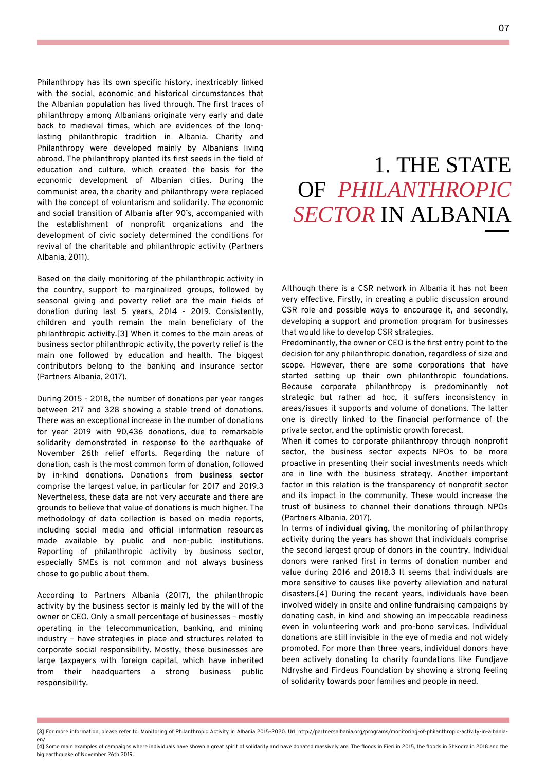# 1. THE STATE OF *PHILANTHROPIC SECTOR* IN ALBANIA

Philanthropy has its own specific history, inextricably linked with the social, economic and historical circumstances that the Albanian population has lived through. The first traces of philanthropy among Albanians originate very early and date back to medieval times, which are evidences of the long-lasting philanthropic tradition in Albania. Charity and Philanthropy were developed mainly by Albanians living abroad. The philanthropy planted its first seeds in the field of education and culture, which created the basis for the economic development of Albanian cities. During the communist area, the charity and philanthropy were replaced with the concept of voluntarism and solidarity. The economic and social transition of Albania after 90's, accompanied with the establishment of nonprofit organizations and the development of civic society determined the conditions for revival of the charitable and philanthropic activity (Partners Albania, 2011).

Based on the daily monitoring of the philanthropic activity in the country, support to marginalized groups, followed by seasonal giving and poverty relief are the main fields of donation during last 5 years, 2014 - 2019. Consistently, children and youth remain the main beneficiary of the philanthropic activity.[3] When it comes to the main areas of business sector philanthropic activity, the poverty relief is the main one followed by education and health. The biggest contributors belong to the banking and insurance sector (Partners Albania, 2017).

During 2015 - 2018, the number of donations per year ranges between 217 and 328 showing a stable trend of donations. There was an exceptional increase in the number of donations for year 2019 with 90,436 donations, due to remarkable solidarity demonstrated in response to the earthquake of November 26th relief efforts. Regarding the nature of donation, cash is the most common form of donation, followed by in-kind donations. Donations from **business sector** comprise the largest value, in particular for 2017 and 2019.3 Nevertheless, these data are not very accurate and there are grounds to believe that value of donations is much higher. The methodology of data collection is based on media reports, including social media and official information resources made available by public and non-public institutions. Reporting of philanthropic activity by business sector, especially SMEs is not common and not always business chose to go public about them.

According to Partners Albania (2017), the philanthropic activity by the business sector is mainly led by the will of the owner or CEO. Only a small percentage of businesses – mostly operating in the telecommunication, banking, and mining industry – have strategies in place and structures related to corporate social responsibility. Mostly, these businesses are large taxpayers with foreign capital, which have inherited from their headquarters a strong business public responsibility.

Although there is a CSR network in Albania it has not been very effective. Firstly, in creating a public discussion around CSR role and possible ways to encourage it, and secondly, developing a support and promotion program for businesses that would like to develop CSR strategies.

Predominantly, the owner or CEO is the first entry point to the decision for any philanthropic donation, regardless of size and scope. However, there are some corporations that have started setting up their own philanthropic foundations. Because corporate philanthropy is predominantly not strategic but rather ad hoc, it suffers inconsistency in areas/issues it supports and volume of donations. The latter one is directly linked to the financial performance of the private sector, and the optimistic growth forecast.

When it comes to corporate philanthropy through nonprofit sector, the business sector expects NPOs to be more proactive in presenting their social investments needs which are in line with the business strategy. Another important factor in this relation is the transparency of nonprofit sector and its impact in the community. These would increase the trust of business to channel their donations through NPOs (Partners Albania, 2017).

In terms of **individual giving**, the monitoring of philanthropy activity during the years has shown that individuals comprise the second largest group of donors in the country. Individual donors were ranked first in terms of donation number and value during 2016 and 2018.3 It seems that individuals are more sensitive to causes like poverty alleviation and natural disasters.[4] During the recent years, individuals have been involved widely in onsite and online fundraising campaigns by donating cash, in kind and showing an impeccable readiness even in volunteering work and pro-bono services. Individual donations are still invisible in the eye of media and not widely promoted. For more than three years, individual donors have been actively donating to charity foundations like Fundjave Ndryshe and Firdeus Foundation by showing a strong feeling of solidarity towards poor families and people in need.

[3] For more information, please refer to: Monitoring of Philanthropic Activity in Albania 2015-2020. Url: http://partnersalbania.org/programs/monitoring-of-philanthropic-activity-in-albania-en/

[4] Some main examples of campaigns where individuals have shown a great spirit of solidarity and have donated massively are: The floods in Fieri in 2015, the floods in Shkodra in 2018 and the big earthquake of November 26th 2019.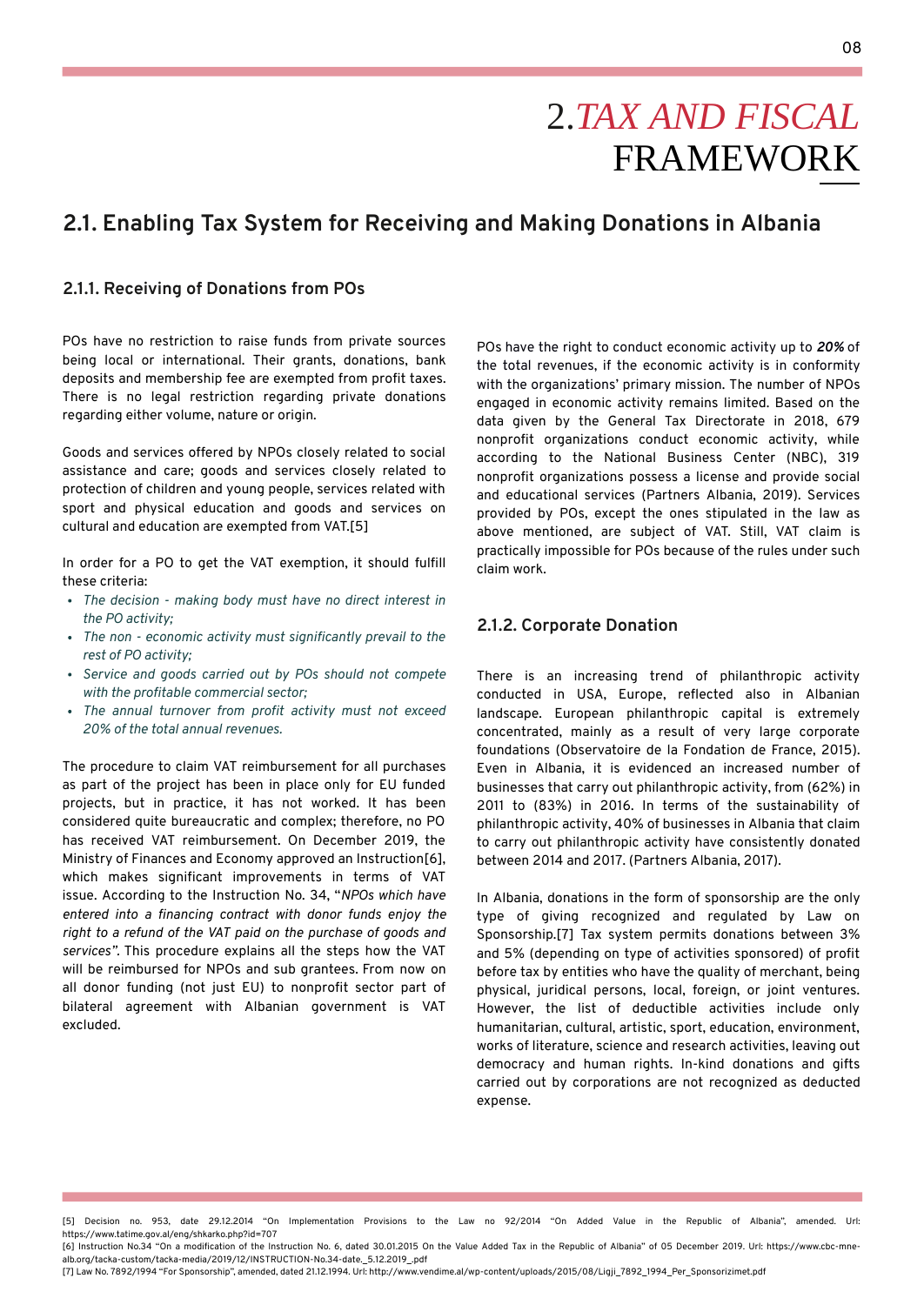# 2. *TAX AND FISCAL* FRAMEWORK

## 2.1. Enabling Tax System for Receiving and Making Donations in Albania

### 2.1.1. Receiving of Donations from POs

POs have no restriction to raise funds from private sources being local or international. Their grants, donations, bank deposits and membership fee are exempted from profit taxes. There is no legal restriction regarding private donations regarding either volume, nature or origin.

Goods and services offered by NPOs closely related to social assistance and care; goods and services closely related to protection of children and young people, services related with sport and physical education and goods and services on cultural and education are exempted from VAT.[5]

In order for a PO to get the VAT exemption, it should fulfill these criteria:

- *The decision - making body must have no direct interest in the PO activity;*
- *The non - economic activity must significantly prevail to the rest of PO activity;*
- *Service and goods carried out by POs should not compete with the profitable commercial sector;*
- *The annual turnover from profit activity must not exceed 20% of the total annual revenues.*

The procedure to claim VAT reimbursement for all purchases as part of the project has been in place only for EU funded projects, but in practice, it has not worked. It has been considered quite bureaucratic and complex; therefore, no PO has received VAT reimbursement. On December 2019, the Ministry of Finances and Economy approved an Instruction[6], which makes significant improvements in terms of VAT issue. According to the Instruction No. 34, "*NPOs which have entered into a financing contract with donor funds enjoy the right to a refund of the VAT paid on the purchase of goods and services"*. This procedure explains all the steps how the VAT will be reimbursed for NPOs and sub grantees. From now on all donor funding (not just EU) to nonprofit sector part of bilateral agreement with Albanian government is VAT excluded.

POs have the right to conduct economic activity up to ***20%*** of the total revenues, if the economic activity is in conformity with the organizations' primary mission. The number of NPOs engaged in economic activity remains limited. Based on the data given by the General Tax Directorate in 2018, 679 nonprofit organizations conduct economic activity, while according to the National Business Center (NBC), 319 nonprofit organizations possess a license and provide social and educational services (Partners Albania, 2019). Services provided by POs, except the ones stipulated in the law as above mentioned, are subject of VAT. Still, VAT claim is practically impossible for POs because of the rules under such claim work.

### 2.1.2. Corporate Donation

There is an increasing trend of philanthropic activity conducted in USA, Europe, reflected also in Albanian landscape. European philanthropic capital is extremely concentrated, mainly as a result of very large corporate foundations (Observatoire de la Fondation de France, 2015). Even in Albania, it is evidenced an increased number of businesses that carry out philanthropic activity, from (62%) in 2011 to (83%) in 2016. In terms of the sustainability of philanthropic activity, 40% of businesses in Albania that claim to carry out philanthropic activity have consistently donated between 2014 and 2017. (Partners Albania, 2017).

In Albania, donations in the form of sponsorship are the only type of giving recognized and regulated by Law on Sponsorship.[7] Tax system permits donations between 3% and 5% (depending on type of activities sponsored) of profit before tax by entities who have the quality of merchant, being physical, juridical persons, local, foreign, or joint ventures. However, the list of deductible activities include only humanitarian, cultural, artistic, sport, education, environment, works of literature, science and research activities, leaving out democracy and human rights. In-kind donations and gifts carried out by corporations are not recognized as deducted expense.

---

[5] Decision no. 953, date 29.12.2014 "On Implementation Provisions to the Law no 92/2014 "On Added Value in the Republic of Albania", amended. Url: https://www.tatime.gov.al/eng/shkarko.php?id=707

[6] Instruction No.34 "On a modification of the Instruction No. 6, dated 30.01.2015 On the Value Added Tax in the Republic of Albania" of 05 December 2019. Url: https://www.cbc-mne-alb.org/tacka-custom/tacka-media/2019/12/INSTRUCTION-No.34-date._5.12.2019_.pdf

[7] Law No. 7892/1994 "For Sponsorship", amended, dated 21.12.1994. Url: http://www.vendime.al/wp-content/uploads/2015/08/Ligji_7892_1994_Per_Sponsorizimet.pdf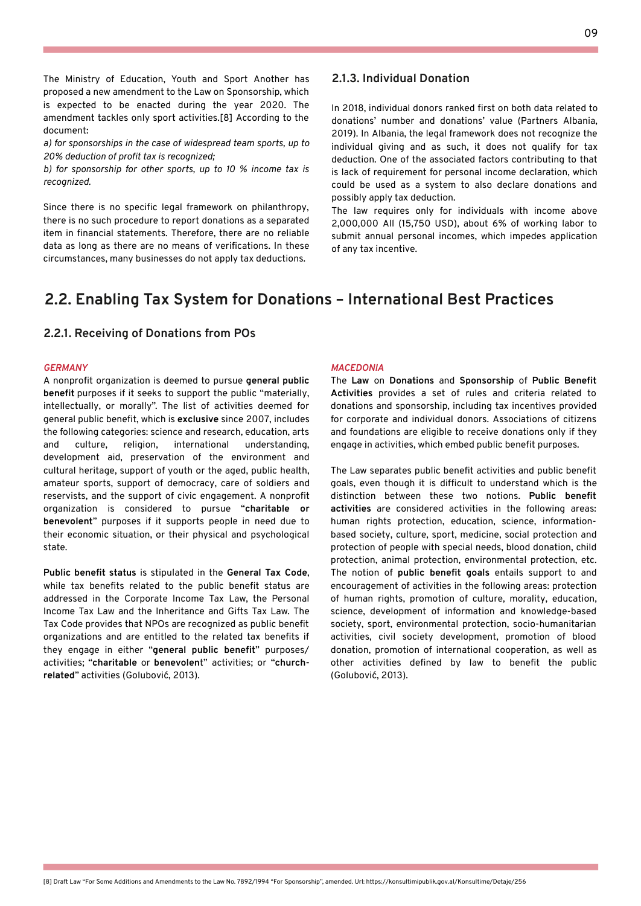The Ministry of Education, Youth and Sport Another has proposed a new amendment to the Law on Sponsorship, which is expected to be enacted during the year 2020. The amendment tackles only sport activities.[8] According to the document:

*a) for sponsorships in the case of widespread team sports, up to 20% deduction of profit tax is recognized;*

*b) for sponsorship for other sports, up to 10 % income tax is recognized.*

Since there is no specific legal framework on philanthropy, there is no such procedure to report donations as a separated item in financial statements. Therefore, there are no reliable data as long as there are no means of verifications. In these circumstances, many businesses do not apply tax deductions.

### 2.1.3. Individual Donation

In 2018, individual donors ranked first on both data related to donations' number and donations' value (Partners Albania, 2019). In Albania, the legal framework does not recognize the individual giving and as such, it does not qualify for tax deduction. One of the associated factors contributing to that is lack of requirement for personal income declaration, which could be used as a system to also declare donations and possibly apply tax deduction.

The law requires only for individuals with income above 2,000,000 All (15,750 USD), about 6% of working labor to submit annual personal incomes, which impedes application of any tax incentive.

## 2.2. Enabling Tax System for Donations – International Best Practices

### 2.2.1. Receiving of Donations from POs

*GERMANY*

A nonprofit organization is deemed to pursue **general public benefit** purposes if it seeks to support the public "materially, intellectually, or morally". The list of activities deemed for general public benefit, which is **exclusive** since 2007, includes the following categories: science and research, education, arts and culture, religion, international understanding, development aid, preservation of the environment and cultural heritage, support of youth or the aged, public health, amateur sports, support of democracy, care of soldiers and reservists, and the support of civic engagement. A nonprofit organization is considered to pursue "**charitable or benevolent**" purposes if it supports people in need due to their economic situation, or their physical and psychological state.

**Public benefit status** is stipulated in the **General Tax Code**, while tax benefits related to the public benefit status are addressed in the Corporate Income Tax Law, the Personal Income Tax Law and the Inheritance and Gifts Tax Law. The Tax Code provides that NPOs are recognized as public benefit organizations and are entitled to the related tax benefits if they engage in either "**general public benefit**" purposes/activities; "**charitable** or **benevolen**t" activities; or "**church-related**" activities (Golubović, 2013).

*MACEDONIA*

The **Law** on **Donations** and **Sponsorship** of **Public Benefit Activities** provides a set of rules and criteria related to donations and sponsorship, including tax incentives provided for corporate and individual donors. Associations of citizens and foundations are eligible to receive donations only if they engage in activities, which embed public benefit purposes.

The Law separates public benefit activities and public benefit goals, even though it is difficult to understand which is the distinction between these two notions. **Public benefit activities** are considered activities in the following areas: human rights protection, education, science, information-based society, culture, sport, medicine, social protection and protection of people with special needs, blood donation, child protection, animal protection, environmental protection, etc. The notion of **public benefit goals** entails support to and encouragement of activities in the following areas: protection of human rights, promotion of culture, morality, education, science, development of information and knowledge-based society, sport, environmental protection, socio-humanitarian activities, civil society development, promotion of blood donation, promotion of international cooperation, as well as other activities defined by law to benefit the public (Golubović, 2013).

[8] Draft Law "For Some Additions and Amendments to the Law No. 7892/1994 "For Sponsorship", amended. Url: https://konsultimipublik.gov.al/Konsultime/Detaje/256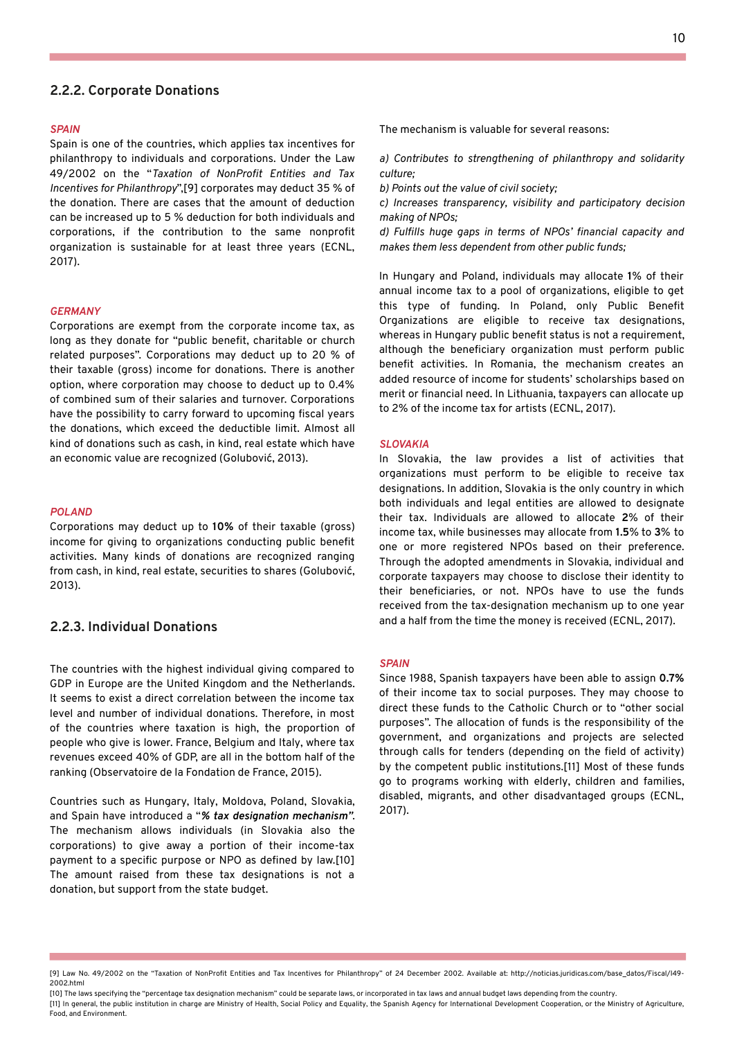### 2.2.2. Corporate Donations

*SPAIN*

Spain is one of the countries, which applies tax incentives for philanthropy to individuals and corporations. Under the Law 49/2002 on the "*Taxation of NonProfit Entities and Tax Incentives for Philanthropy*",[9] corporates may deduct 35 % of the donation. There are cases that the amount of deduction can be increased up to 5 % deduction for both individuals and corporations, if the contribution to the same nonprofit organization is sustainable for at least three years (ECNL, 2017).

*GERMANY*

Corporations are exempt from the corporate income tax, as long as they donate for "public benefit, charitable or church related purposes". Corporations may deduct up to 20 % of their taxable (gross) income for donations. There is another option, where corporation may choose to deduct up to 0.4% of combined sum of their salaries and turnover. Corporations have the possibility to carry forward to upcoming fiscal years the donations, which exceed the deductible limit. Almost all kind of donations such as cash, in kind, real estate which have an economic value are recognized (Golubović, 2013).

*POLAND*

Corporations may deduct up to **10%** of their taxable (gross) income for giving to organizations conducting public benefit activities. Many kinds of donations are recognized ranging from cash, in kind, real estate, securities to shares (Golubović, 2013).

### 2.2.3. Individual Donations

The countries with the highest individual giving compared to GDP in Europe are the United Kingdom and the Netherlands. It seems to exist a direct correlation between the income tax level and number of individual donations. Therefore, in most of the countries where taxation is high, the proportion of people who give is lower. France, Belgium and Italy, where tax revenues exceed 40% of GDP, are all in the bottom half of the ranking (Observatoire de la Fondation de France, 2015).

Countries such as Hungary, Italy, Moldova, Poland, Slovakia, and Spain have introduced a "***% tax designation mechanism***". The mechanism allows individuals (in Slovakia also the corporations) to give away a portion of their income-tax payment to a specific purpose or NPO as defined by law.[10] The amount raised from these tax designations is not a donation, but support from the state budget.

The mechanism is valuable for several reasons:

*a) Contributes to strengthening of philanthropy and solidarity culture;*
*b) Points out the value of civil society;*
*c) Increases transparency, visibility and participatory decision making of NPOs;*
*d) Fulfills huge gaps in terms of NPOs' financial capacity and makes them less dependent from other public funds;*

In Hungary and Poland, individuals may allocate 1% of their annual income tax to a pool of organizations, eligible to get this type of funding. In Poland, only Public Benefit Organizations are eligible to receive tax designations, whereas in Hungary public benefit status is not a requirement, although the beneficiary organization must perform public benefit activities. In Romania, the mechanism creates an added resource of income for students' scholarships based on merit or financial need. In Lithuania, taxpayers can allocate up to 2% of the income tax for artists (ECNL, 2017).

*SLOVAKIA*

In Slovakia, the law provides a list of activities that organizations must perform to be eligible to receive tax designations. In addition, Slovakia is the only country in which both individuals and legal entities are allowed to designate their tax. Individuals are allowed to allocate **2**% of their income tax, while businesses may allocate from **1.5**% to **3**% to one or more registered NPOs based on their preference. Through the adopted amendments in Slovakia, individual and corporate taxpayers may choose to disclose their identity to their beneficiaries, or not. NPOs have to use the funds received from the tax-designation mechanism up to one year and a half from the time the money is received (ECNL, 2017).

*SPAIN*

Since 1988, Spanish taxpayers have been able to assign **0.7%** of their income tax to social purposes. They may choose to direct these funds to the Catholic Church or to "other social purposes". The allocation of funds is the responsibility of the government, and organizations and projects are selected through calls for tenders (depending on the field of activity) by the competent public institutions.[11] Most of these funds go to programs working with elderly, children and families, disabled, migrants, and other disadvantaged groups (ECNL, 2017).

---

[9] Law No. 49/2002 on the "Taxation of NonProfit Entities and Tax Incentives for Philanthropy" of 24 December 2002. Available at: http://noticias.juridicas.com/base_datos/Fiscal/l49-2002.html

[10] The laws specifying the "percentage tax designation mechanism" could be separate laws, or incorporated in tax laws and annual budget laws depending from the country.

[11] In general, the public institution in charge are Ministry of Health, Social Policy and Equality, the Spanish Agency for International Development Cooperation, or the Ministry of Agriculture, Food, and Environment.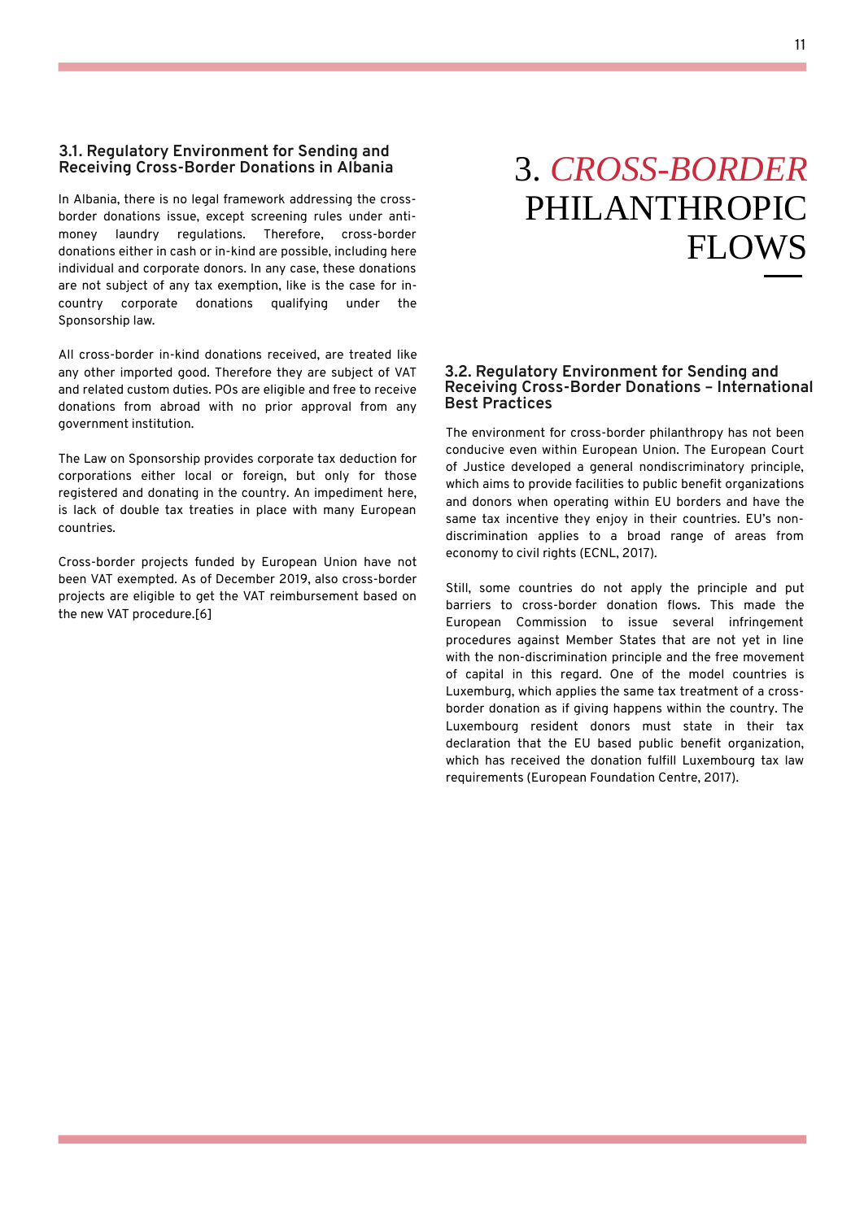# 3. *CROSS-BORDER* PHILANTHROPIC FLOWS

### 3.1. Regulatory Environment for Sending and Receiving Cross-Border Donations in Albania

In Albania, there is no legal framework addressing the cross-border donations issue, except screening rules under anti-money laundry regulations. Therefore, cross-border donations either in cash or in-kind are possible, including here individual and corporate donors. In any case, these donations are not subject of any tax exemption, like is the case for in-country corporate donations qualifying under the Sponsorship law.

All cross-border in-kind donations received, are treated like any other imported good. Therefore they are subject of VAT and related custom duties. POs are eligible and free to receive donations from abroad with no prior approval from any government institution.

The Law on Sponsorship provides corporate tax deduction for corporations either local or foreign, but only for those registered and donating in the country. An impediment here, is lack of double tax treaties in place with many European countries.

Cross-border projects funded by European Union have not been VAT exempted. As of December 2019, also cross-border projects are eligible to get the VAT reimbursement based on the new VAT procedure.[6]

### 3.2. Regulatory Environment for Sending and Receiving Cross-Border Donations – International Best Practices

The environment for cross-border philanthropy has not been conducive even within European Union. The European Court of Justice developed a general nondiscriminatory principle, which aims to provide facilities to public benefit organizations and donors when operating within EU borders and have the same tax incentive they enjoy in their countries. EU's non-discrimination applies to a broad range of areas from economy to civil rights (ECNL, 2017).

Still, some countries do not apply the principle and put barriers to cross-border donation flows. This made the European Commission to issue several infringement procedures against Member States that are not yet in line with the non-discrimination principle and the free movement of capital in this regard. One of the model countries is Luxemburg, which applies the same tax treatment of a cross-border donation as if giving happens within the country. The Luxembourg resident donors must state in their tax declaration that the EU based public benefit organization, which has received the donation fulfill Luxembourg tax law requirements (European Foundation Centre, 2017).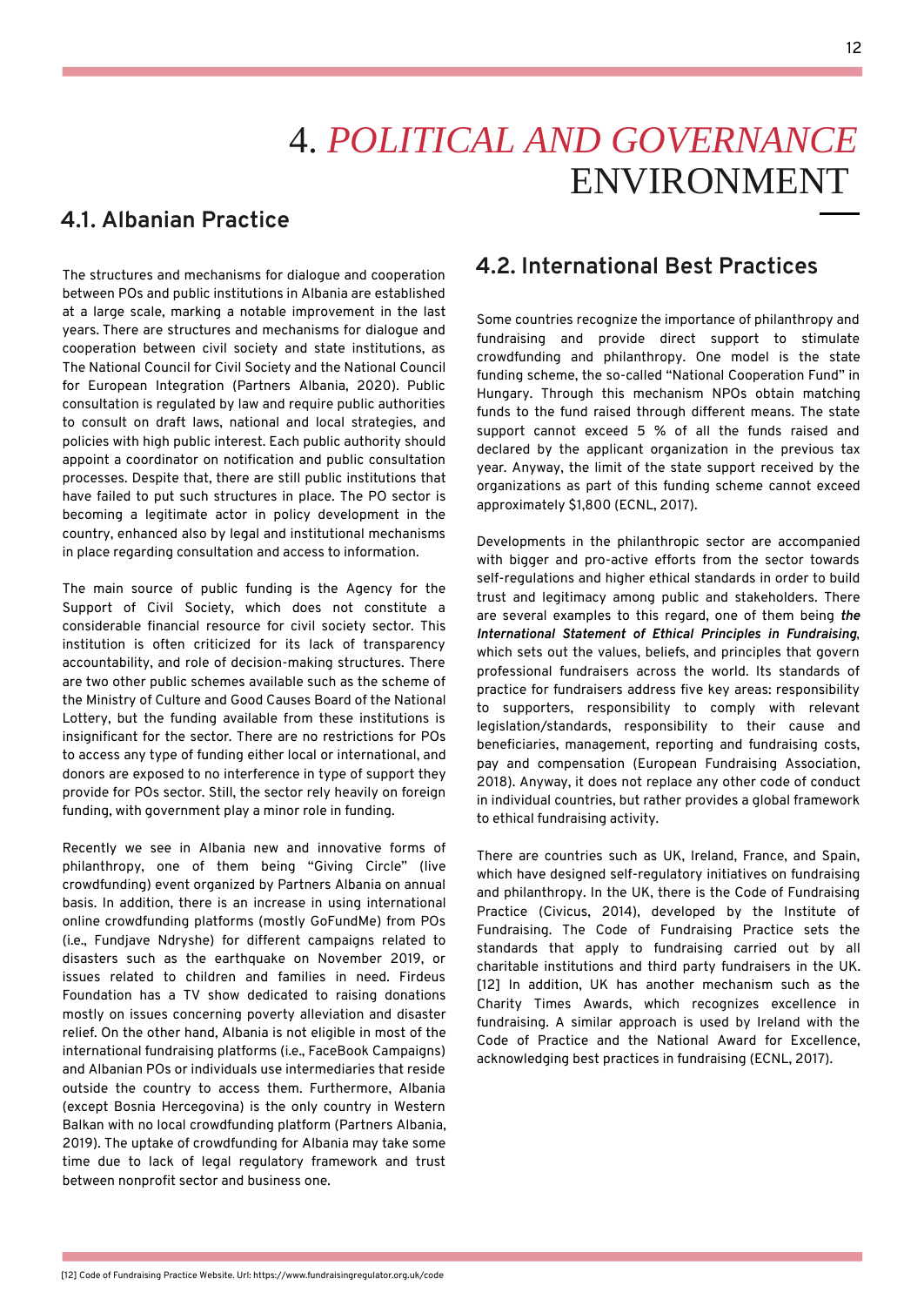# 4. *POLITICAL AND GOVERNANCE* ENVIRONMENT

## 4.1. Albanian Practice

The structures and mechanisms for dialogue and cooperation between POs and public institutions in Albania are established at a large scale, marking a notable improvement in the last years. There are structures and mechanisms for dialogue and cooperation between civil society and state institutions, as The National Council for Civil Society and the National Council for European Integration (Partners Albania, 2020). Public consultation is regulated by law and require public authorities to consult on draft laws, national and local strategies, and policies with high public interest. Each public authority should appoint a coordinator on notification and public consultation processes. Despite that, there are still public institutions that have failed to put such structures in place. The PO sector is becoming a legitimate actor in policy development in the country, enhanced also by legal and institutional mechanisms in place regarding consultation and access to information.

The main source of public funding is the Agency for the Support of Civil Society, which does not constitute a considerable financial resource for civil society sector. This institution is often criticized for its lack of transparency accountability, and role of decision-making structures. There are two other public schemes available such as the scheme of the Ministry of Culture and Good Causes Board of the National Lottery, but the funding available from these institutions is insignificant for the sector. There are no restrictions for POs to access any type of funding either local or international, and donors are exposed to no interference in type of support they provide for POs sector. Still, the sector rely heavily on foreign funding, with government play a minor role in funding.

Recently we see in Albania new and innovative forms of philanthropy, one of them being "Giving Circle" (live crowdfunding) event organized by Partners Albania on annual basis. In addition, there is an increase in using international online crowdfunding platforms (mostly GoFundMe) from POs (i.e., Fundjave Ndryshe) for different campaigns related to disasters such as the earthquake on November 2019, or issues related to children and families in need. Firdeus Foundation has a TV show dedicated to raising donations mostly on issues concerning poverty alleviation and disaster relief. On the other hand, Albania is not eligible in most of the international fundraising platforms (i.e., FaceBook Campaigns) and Albanian POs or individuals use intermediaries that reside outside the country to access them. Furthermore, Albania (except Bosnia Hercegovina) is the only country in Western Balkan with no local crowdfunding platform (Partners Albania, 2019). The uptake of crowdfunding for Albania may take some time due to lack of legal regulatory framework and trust between nonprofit sector and business one.

## 4.2. International Best Practices

Some countries recognize the importance of philanthropy and fundraising and provide direct support to stimulate crowdfunding and philanthropy. One model is the state funding scheme, the so-called "National Cooperation Fund" in Hungary. Through this mechanism NPOs obtain matching funds to the fund raised through different means. The state support cannot exceed 5 % of all the funds raised and declared by the applicant organization in the previous tax year. Anyway, the limit of the state support received by the organizations as part of this funding scheme cannot exceed approximately $1,800 (ECNL, 2017).

Developments in the philanthropic sector are accompanied with bigger and pro-active efforts from the sector towards self-regulations and higher ethical standards in order to build trust and legitimacy among public and stakeholders. There are several examples to this regard, one of them being ***the International Statement of Ethical Principles in Fundraising***, which sets out the values, beliefs, and principles that govern professional fundraisers across the world. Its standards of practice for fundraisers address five key areas: responsibility to supporters, responsibility to comply with relevant legislation/standards, responsibility to their cause and beneficiaries, management, reporting and fundraising costs, pay and compensation (European Fundraising Association, 2018). Anyway, it does not replace any other code of conduct in individual countries, but rather provides a global framework to ethical fundraising activity.

There are countries such as UK, Ireland, France, and Spain, which have designed self-regulatory initiatives on fundraising and philanthropy. In the UK, there is the Code of Fundraising Practice (Civicus, 2014), developed by the Institute of Fundraising. The Code of Fundraising Practice sets the standards that apply to fundraising carried out by all charitable institutions and third party fundraisers in the UK. [12] In addition, UK has another mechanism such as the Charity Times Awards, which recognizes excellence in fundraising. A similar approach is used by Ireland with the Code of Practice and the National Award for Excellence, acknowledging best practices in fundraising (ECNL, 2017).

[12] Code of Fundraising Practice Website. Url: https://www.fundraisingregulator.org.uk/code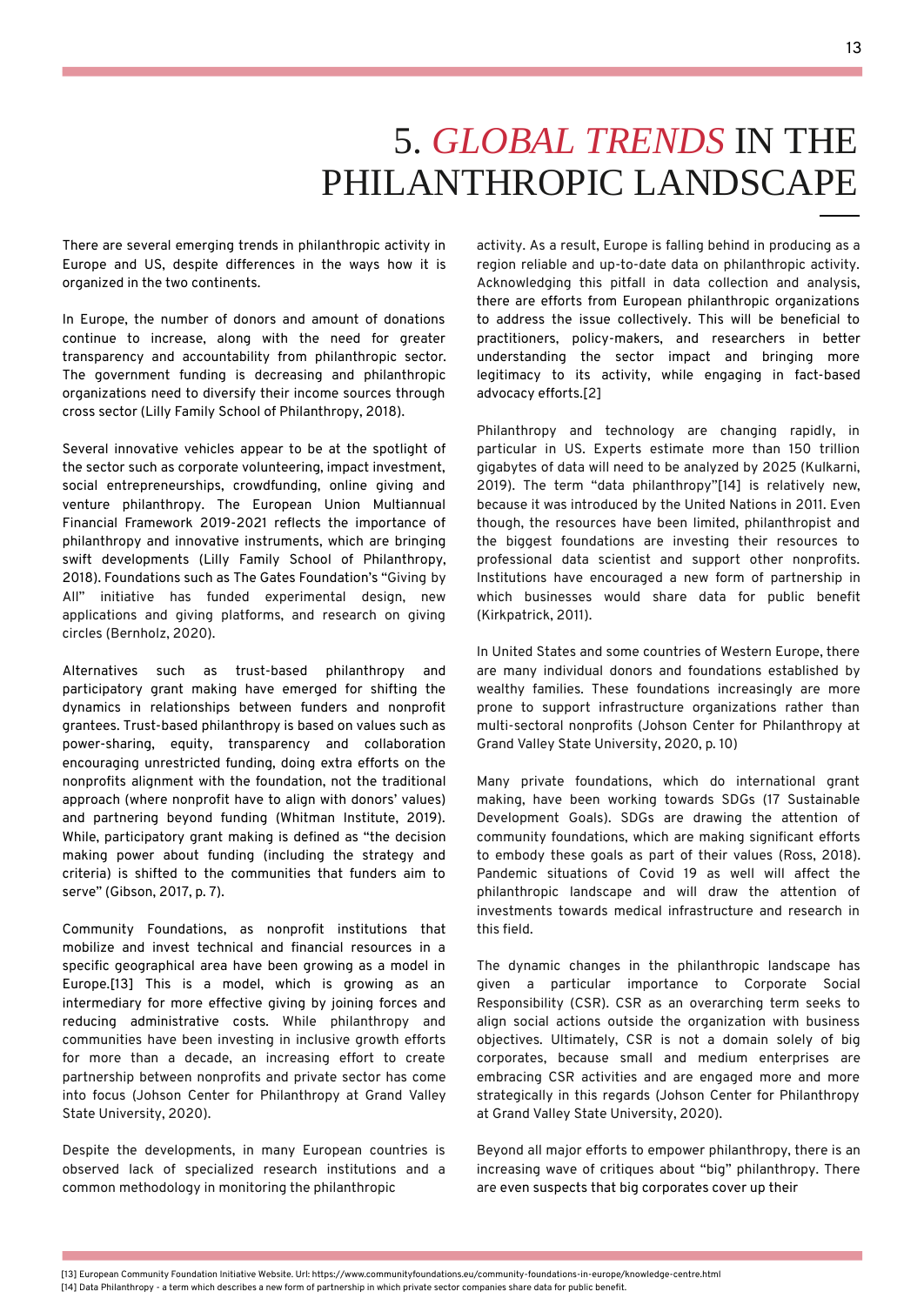# 5. *GLOBAL TRENDS* IN THE PHILANTHROPIC LANDSCAPE

There are several emerging trends in philanthropic activity in Europe and US, despite differences in the ways how it is organized in the two continents.

In Europe, the number of donors and amount of donations continue to increase, along with the need for greater transparency and accountability from philanthropic sector. The government funding is decreasing and philanthropic organizations need to diversify their income sources through cross sector (Lilly Family School of Philanthropy, 2018).

Several innovative vehicles appear to be at the spotlight of the sector such as corporate volunteering, impact investment, social entrepreneurships, crowdfunding, online giving and venture philanthropy. The European Union Multiannual Financial Framework 2019-2021 reflects the importance of philanthropy and innovative instruments, which are bringing swift developments (Lilly Family School of Philanthropy, 2018). Foundations such as The Gates Foundation's "Giving by All" initiative has funded experimental design, new applications and giving platforms, and research on giving circles (Bernholz, 2020).

Alternatives such as trust-based philanthropy and participatory grant making have emerged for shifting the dynamics in relationships between funders and nonprofit grantees. Trust-based philanthropy is based on values such as power-sharing, equity, transparency and collaboration encouraging unrestricted funding, doing extra efforts on the nonprofits alignment with the foundation, not the traditional approach (where nonprofit have to align with donors' values) and partnering beyond funding (Whitman Institute, 2019). While, participatory grant making is defined as "the decision making power about funding (including the strategy and criteria) is shifted to the communities that funders aim to serve" (Gibson, 2017, p. 7).

Community Foundations, as nonprofit institutions that mobilize and invest technical and financial resources in a specific geographical area have been growing as a model in Europe.[13] This is a model, which is growing as an intermediary for more effective giving by joining forces and reducing administrative costs. While philanthropy and communities have been investing in inclusive growth efforts for more than a decade, an increasing effort to create partnership between nonprofits and private sector has come into focus (Johson Center for Philanthropy at Grand Valley State University, 2020).

Despite the developments, in many European countries is observed lack of specialized research institutions and a common methodology in monitoring the philanthropic activity. As a result, Europe is falling behind in producing as a region reliable and up-to-date data on philanthropic activity. Acknowledging this pitfall in data collection and analysis, there are efforts from European philanthropic organizations to address the issue collectively. This will be beneficial to practitioners, policy-makers, and researchers in better understanding the sector impact and bringing more legitimacy to its activity, while engaging in fact-based advocacy efforts.[2]

Philanthropy and technology are changing rapidly, in particular in US. Experts estimate more than 150 trillion gigabytes of data will need to be analyzed by 2025 (Kulkarni, 2019). The term "data philanthropy"[14] is relatively new, because it was introduced by the United Nations in 2011. Even though, the resources have been limited, philanthropist and the biggest foundations are investing their resources to professional data scientist and support other nonprofits. Institutions have encouraged a new form of partnership in which businesses would share data for public benefit (Kirkpatrick, 2011).

In United States and some countries of Western Europe, there are many individual donors and foundations established by wealthy families. These foundations increasingly are more prone to support infrastructure organizations rather than multi-sectoral nonprofits (Johson Center for Philanthropy at Grand Valley State University, 2020, p. 10)

Many private foundations, which do international grant making, have been working towards SDGs (17 Sustainable Development Goals). SDGs are drawing the attention of community foundations, which are making significant efforts to embody these goals as part of their values (Ross, 2018). Pandemic situations of Covid 19 as well will affect the philanthropic landscape and will draw the attention of investments towards medical infrastructure and research in this field.

The dynamic changes in the philanthropic landscape has given a particular importance to Corporate Social Responsibility (CSR). CSR as an overarching term seeks to align social actions outside the organization with business objectives. Ultimately, CSR is not a domain solely of big corporates, because small and medium enterprises are embracing CSR activities and are engaged more and more strategically in this regards (Johson Center for Philanthropy at Grand Valley State University, 2020).

Beyond all major efforts to empower philanthropy, there is an increasing wave of critiques about "big" philanthropy. There are even suspects that big corporates cover up their

[13] European Community Foundation Initiative Website. Url: https://www.communityfoundations.eu/community-foundations-in-europe/knowledge-centre.html
[14] Data Philanthropy - a term which describes a new form of partnership in which private sector companies share data for public benefit.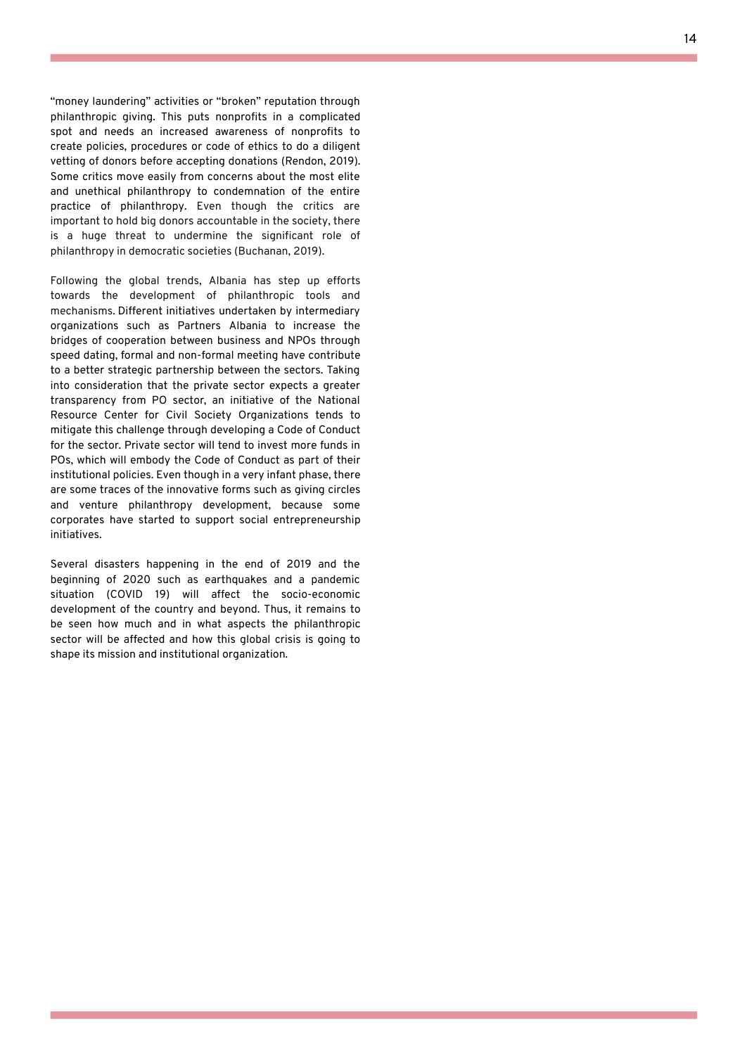"money laundering" activities or "broken" reputation through philanthropic giving. This puts nonprofits in a complicated spot and needs an increased awareness of nonprofits to create policies, procedures or code of ethics to do a diligent vetting of donors before accepting donations (Rendon, 2019). Some critics move easily from concerns about the most elite and unethical philanthropy to condemnation of the entire practice of philanthropy. Even though the critics are important to hold big donors accountable in the society, there is a huge threat to undermine the significant role of philanthropy in democratic societies (Buchanan, 2019).

Following the global trends, Albania has step up efforts towards the development of philanthropic tools and mechanisms. Different initiatives undertaken by intermediary organizations such as Partners Albania to increase the bridges of cooperation between business and NPOs through speed dating, formal and non-formal meeting have contribute to a better strategic partnership between the sectors. Taking into consideration that the private sector expects a greater transparency from PO sector, an initiative of the National Resource Center for Civil Society Organizations tends to mitigate this challenge through developing a Code of Conduct for the sector. Private sector will tend to invest more funds in POs, which will embody the Code of Conduct as part of their institutional policies. Even though in a very infant phase, there are some traces of the innovative forms such as giving circles and venture philanthropy development, because some corporates have started to support social entrepreneurship initiatives.

Several disasters happening in the end of 2019 and the beginning of 2020 such as earthquakes and a pandemic situation (COVID 19) will affect the socio-economic development of the country and beyond. Thus, it remains to be seen how much and in what aspects the philanthropic sector will be affected and how this global crisis is going to shape its mission and institutional organization.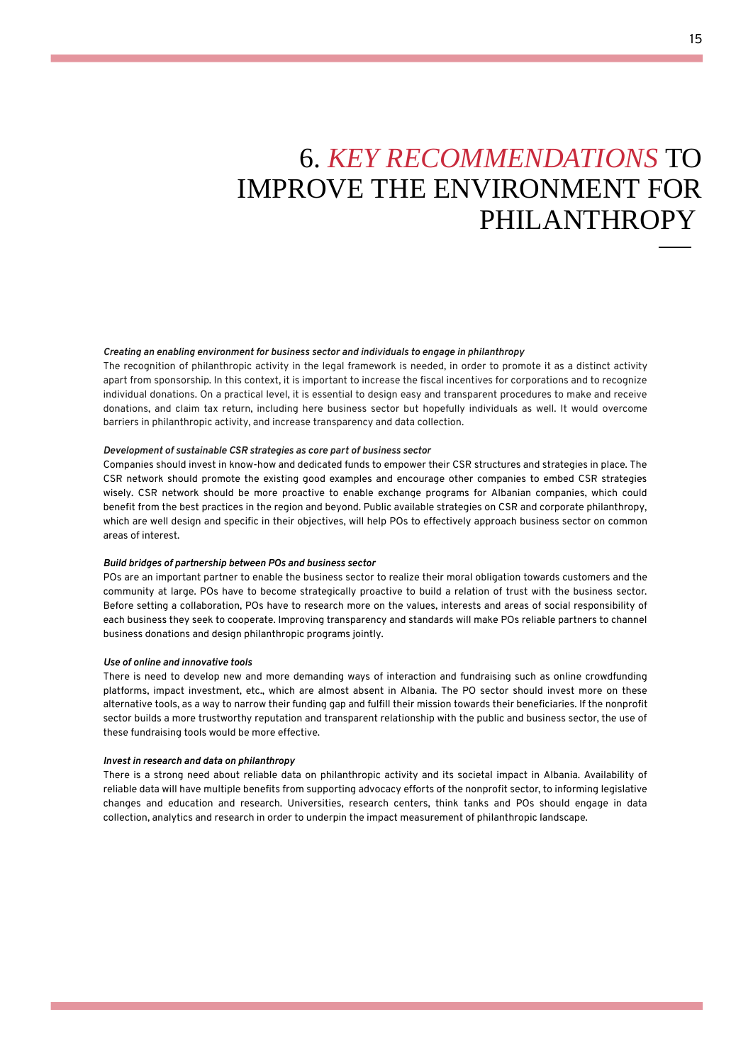# 6. *KEY RECOMMENDATIONS* TO IMPROVE THE ENVIRONMENT FOR PHILANTHROPY

***Creating an enabling environment for business sector and individuals to engage in philanthropy***

The recognition of philanthropic activity in the legal framework is needed, in order to promote it as a distinct activity apart from sponsorship. In this context, it is important to increase the fiscal incentives for corporations and to recognize individual donations. On a practical level, it is essential to design easy and transparent procedures to make and receive donations, and claim tax return, including here business sector but hopefully individuals as well. It would overcome barriers in philanthropic activity, and increase transparency and data collection.

***Development of sustainable CSR strategies as core part of business sector***

Companies should invest in know-how and dedicated funds to empower their CSR structures and strategies in place. The CSR network should promote the existing good examples and encourage other companies to embed CSR strategies wisely. CSR network should be more proactive to enable exchange programs for Albanian companies, which could benefit from the best practices in the region and beyond. Public available strategies on CSR and corporate philanthropy, which are well design and specific in their objectives, will help POs to effectively approach business sector on common areas of interest.

***Build bridges of partnership between POs and business sector***

POs are an important partner to enable the business sector to realize their moral obligation towards customers and the community at large. POs have to become strategically proactive to build a relation of trust with the business sector. Before setting a collaboration, POs have to research more on the values, interests and areas of social responsibility of each business they seek to cooperate. Improving transparency and standards will make POs reliable partners to channel business donations and design philanthropic programs jointly.

***Use of online and innovative tools***

There is need to develop new and more demanding ways of interaction and fundraising such as online crowdfunding platforms, impact investment, etc., which are almost absent in Albania. The PO sector should invest more on these alternative tools, as a way to narrow their funding gap and fulfill their mission towards their beneficiaries. If the nonprofit sector builds a more trustworthy reputation and transparent relationship with the public and business sector, the use of these fundraising tools would be more effective.

***Invest in research and data on philanthropy***

There is a strong need about reliable data on philanthropic activity and its societal impact in Albania. Availability of reliable data will have multiple benefits from supporting advocacy efforts of the nonprofit sector, to informing legislative changes and education and research. Universities, research centers, think tanks and POs should engage in data collection, analytics and research in order to underpin the impact measurement of philanthropic landscape.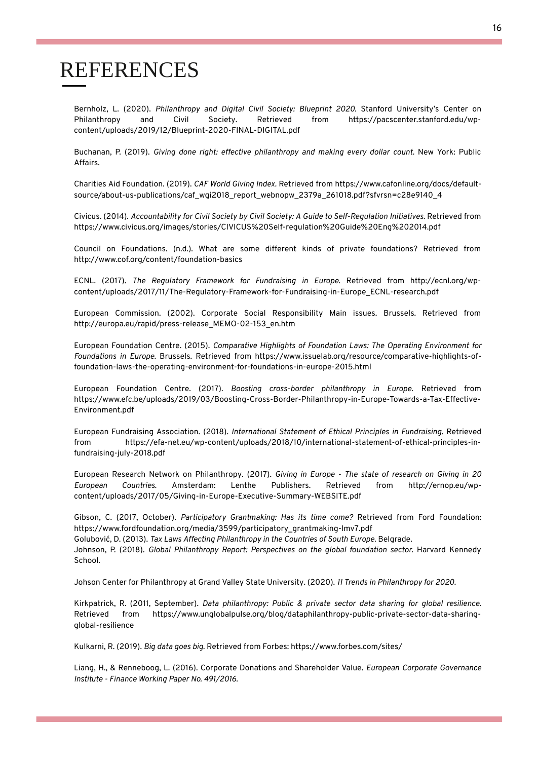# REFERENCES

Bernholz, L. (2020). *Philanthropy and Digital Civil Society: Blueprint 2020.* Stanford University's Center on Philanthropy and Civil Society. Retrieved from https://pacscenter.stanford.edu/wp-content/uploads/2019/12/Blueprint-2020-FINAL-DIGITAL.pdf

Buchanan, P. (2019). *Giving done right: effective philanthropy and making every dollar count.* New York: Public Affairs.

Charities Aid Foundation. (2019). *CAF World Giving Index.* Retrieved from https://www.cafonline.org/docs/default-source/about-us-publications/caf_wgi2018_report_webnopw_2379a_261018.pdf?sfvrsn=c28e9140_4

Civicus. (2014). *Accountability for Civil Society by Civil Society: A Guide to Self-Regulation Initiatives.* Retrieved from https://www.civicus.org/images/stories/CIVICUS%20Self-regulation%20Guide%20Eng%202014.pdf

Council on Foundations. (n.d.). What are some different kinds of private foundations? Retrieved from http://www.cof.org/content/foundation-basics

ECNL. (2017). *The Regulatory Framework for Fundraising in Europe.* Retrieved from http://ecnl.org/wp-content/uploads/2017/11/The-Regulatory-Framework-for-Fundraising-in-Europe_ECNL-research.pdf

European Commission. (2002). Corporate Social Responsibility Main issues. Brussels. Retrieved from http://europa.eu/rapid/press-release_MEMO-02-153_en.htm

European Foundation Centre. (2015). *Comparative Highlights of Foundation Laws: The Operating Environment for Foundations in Europe.* Brussels. Retrieved from https://www.issuelab.org/resource/comparative-highlights-of-foundation-laws-the-operating-environment-for-foundations-in-europe-2015.html

European Foundation Centre. (2017). *Boosting cross-border philanthropy in Europe.* Retrieved from https://www.efc.be/uploads/2019/03/Boosting-Cross-Border-Philanthropy-in-Europe-Towards-a-Tax-Effective-Environment.pdf

European Fundraising Association. (2018). *International Statement of Ethical Principles in Fundraising.* Retrieved from https://efa-net.eu/wp-content/uploads/2018/10/international-statement-of-ethical-principles-in-fundraising-july-2018.pdf

European Research Network on Philanthropy. (2017). *Giving in Europe - The state of research on Giving in 20 European Countries.* Amsterdam: Lenthe Publishers. Retrieved from http://ernop.eu/wp-content/uploads/2017/05/Giving-in-Europe-Executive-Summary-WEBSITE.pdf

Gibson, C. (2017, October). *Participatory Grantmaking: Has its time come?* Retrieved from Ford Foundation: https://www.fordfoundation.org/media/3599/participatory_grantmaking-lmv7.pdf

Golubović, D. (2013). *Tax Laws Affecting Philanthropy in the Countries of South Europe.* Belgrade.

Johnson, P. (2018). *Global Philanthropy Report: Perspectives on the global foundation sector.* Harvard Kennedy School.

Johson Center for Philanthropy at Grand Valley State University. (2020). *11 Trends in Philanthropy for 2020.*

Kirkpatrick, R. (2011, September). *Data philanthropy: Public & private sector data sharing for global resilience.* Retrieved from https://www.unglobalpulse.org/blog/dataphilanthropy-public-private-sector-data-sharing-global-resilience

Kulkarni, R. (2019). *Big data goes big.* Retrieved from Forbes: https://www.forbes.com/sites/

Liang, H., & Renneboog, L. (2016). Corporate Donations and Shareholder Value. *European Corporate Governance Institute - Finance Working Paper No. 491/2016.*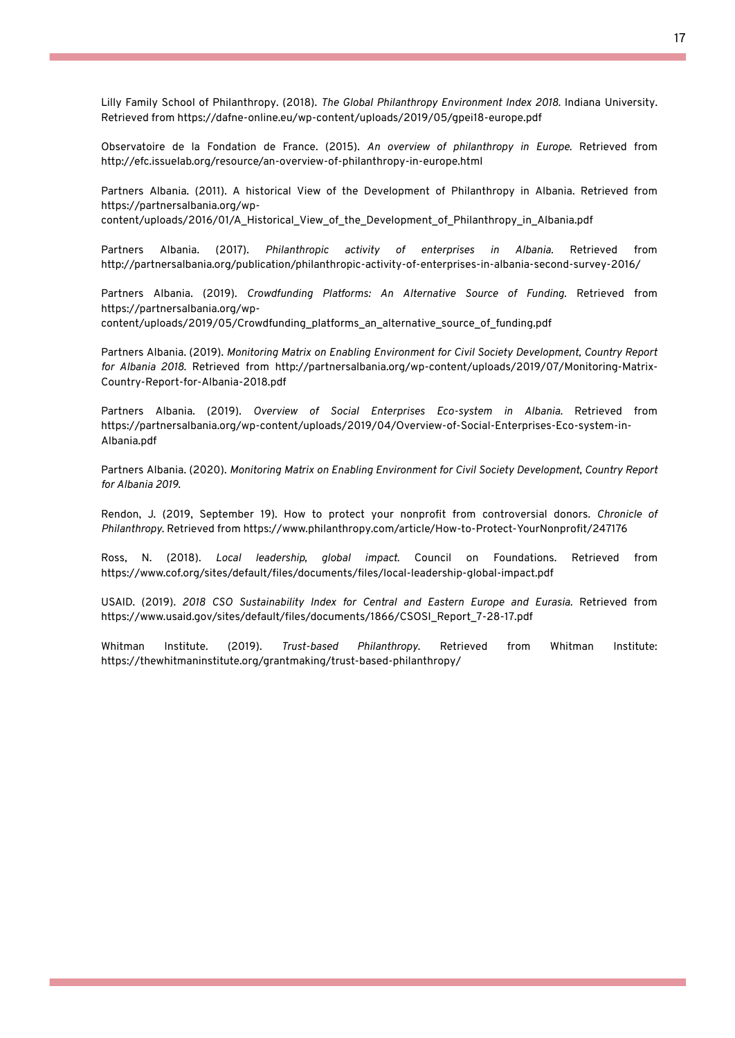Lilly Family School of Philanthropy. (2018). *The Global Philanthropy Environment Index 2018.* Indiana University. Retrieved from https://dafne-online.eu/wp-content/uploads/2019/05/gpei18-europe.pdf

Observatoire de la Fondation de France. (2015). *An overview of philanthropy in Europe.* Retrieved from http://efc.issuelab.org/resource/an-overview-of-philanthropy-in-europe.html

Partners Albania. (2011). A historical View of the Development of Philanthropy in Albania. Retrieved from https://partnersalbania.org/wp-content/uploads/2016/01/A_Historical_View_of_the_Development_of_Philanthropy_in_Albania.pdf

Partners Albania. (2017). *Philanthropic activity of enterprises in Albania.* Retrieved from http://partnersalbania.org/publication/philanthropic-activity-of-enterprises-in-albania-second-survey-2016/

Partners Albania. (2019). *Crowdfunding Platforms: An Alternative Source of Funding.* Retrieved from https://partnersalbania.org/wp-content/uploads/2019/05/Crowdfunding_platforms_an_alternative_source_of_funding.pdf

Partners Albania. (2019). *Monitoring Matrix on Enabling Environment for Civil Society Development, Country Report for Albania 2018.* Retrieved from http://partnersalbania.org/wp-content/uploads/2019/07/Monitoring-Matrix-Country-Report-for-Albania-2018.pdf

Partners Albania. (2019). *Overview of Social Enterprises Eco-system in Albania.* Retrieved from https://partnersalbania.org/wp-content/uploads/2019/04/Overview-of-Social-Enterprises-Eco-system-in-Albania.pdf

Partners Albania. (2020). *Monitoring Matrix on Enabling Environment for Civil Society Development, Country Report for Albania 2019.*

Rendon, J. (2019, September 19). How to protect your nonprofit from controversial donors. *Chronicle of Philanthropy.* Retrieved from https://www.philanthropy.com/article/How-to-Protect-YourNonprofit/247176

Ross, N. (2018). *Local leadership, global impact.* Council on Foundations. Retrieved from https://www.cof.org/sites/default/files/documents/files/local-leadership-global-impact.pdf

USAID. (2019). *2018 CSO Sustainability Index for Central and Eastern Europe and Eurasia.* Retrieved from https://www.usaid.gov/sites/default/files/documents/1866/CSOSI_Report_7-28-17.pdf

Whitman Institute. (2019). *Trust-based Philanthropy.* Retrieved from Whitman Institute: https://thewhitmaninstitute.org/grantmaking/trust-based-philanthropy/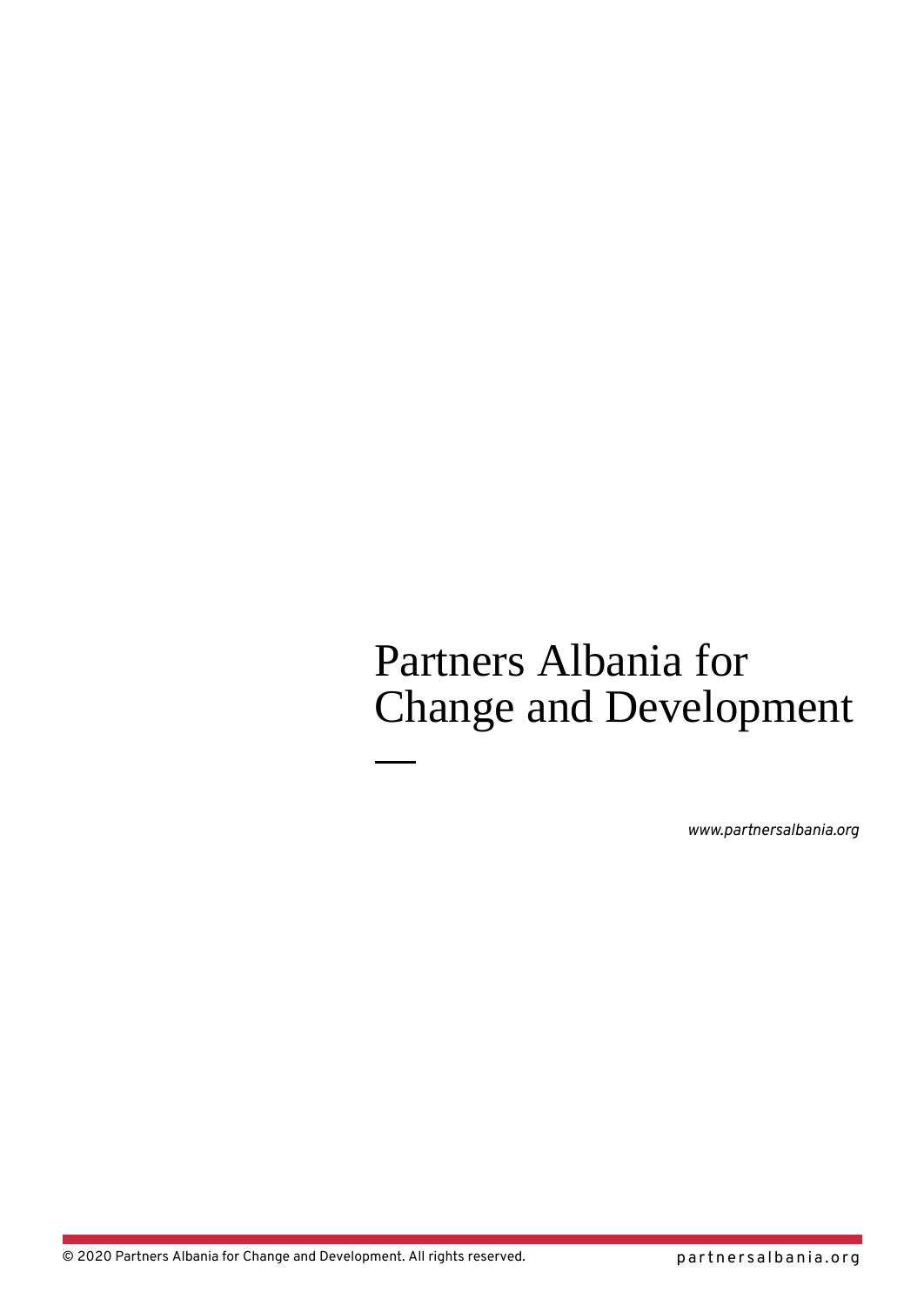Partners Albania for Change and Development

*www.partnersalbania.org*

© 2020 Partners Albania for Change and Development. All rights reserved.